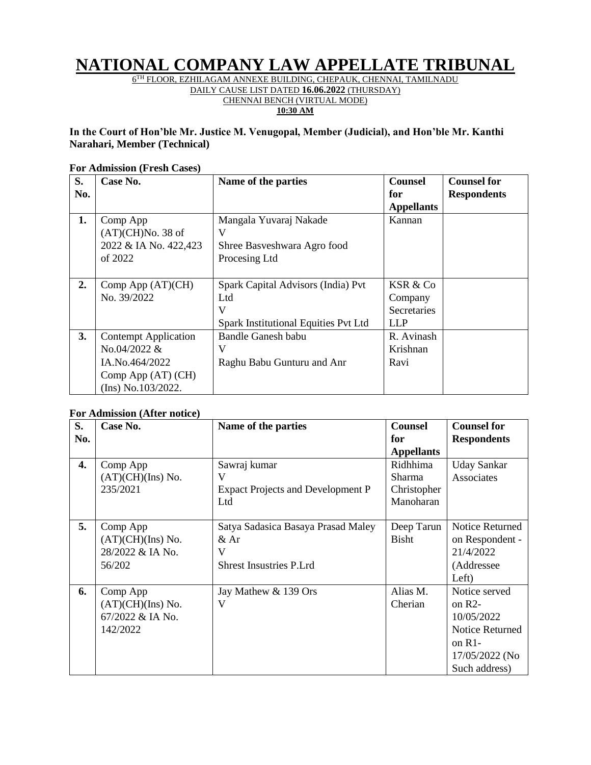# NATIONAL COMPANY LAW APPELLATE TRIBUNAL

6TH FLOOR, EZHILAGAM ANNEXE BUILDING, CHEPAUK, CHENNAI, TAMILNADU
DAILY CAUSE LIST DATED **16.06.2022** (THURSDAY)
CHENNAI BENCH (VIRTUAL MODE)
**10:30 AM**

**In the Court of Hon'ble Mr. Justice M. Venugopal, Member (Judicial), and Hon'ble Mr. Kanthi Narahari, Member (Technical)**

**For Admission (Fresh Cases)**

| S. No. | Case No. | Name of the parties | Counsel for Appellants | Counsel for Respondents |
|---|---|---|---|---|
| **1.** | Comp App (AT)(CH)No. 38 of 2022 & IA No. 422,423 of 2022 | Mangala Yuvaraj Nakade<br>V<br>Shree Basveshwara Agro food Procesing Ltd | Kannan | |
| **2.** | Comp App (AT)(CH) No. 39/2022 | Spark Capital Advisors (India) Pvt Ltd<br>V<br>Spark Institutional Equities Pvt Ltd | KSR & Co Company Secretaries LLP | |
| **3.** | Contempt Application No.04/2022 & IA.No.464/2022 Comp App (AT) (CH) (Ins) No.103/2022. | Bandle Ganesh babu<br>V<br>Raghu Babu Gunturu and Anr | R. Avinash Krishnan Ravi | |

**For Admission (After notice)**

| S. No. | Case No. | Name of the parties | Counsel for Appellants | Counsel for Respondents |
|---|---|---|---|---|
| **4.** | Comp App (AT)(CH)(Ins) No. 235/2021 | Sawraj kumar<br>V<br>Expact Projects and Development P Ltd | Ridhhima Sharma Christopher Manoharan | Uday Sankar Associates |
| **5.** | Comp App (AT)(CH)(Ins) No. 28/2022 & IA No. 56/202 | Satya Sadasica Basaya Prasad Maley & Ar<br>V<br>Shrest Insustries P.Lrd | Deep Tarun Bisht | Notice Returned on Respondent - 21/4/2022 (Addressee Left) |
| **6.** | Comp App (AT)(CH)(Ins) No. 67/2022 & IA No. 142/2022 | Jay Mathew & 139 Ors<br>V | Alias M. Cherian | Notice served on R2- 10/05/2022 Notice Returned on R1- 17/05/2022 (No Such address) |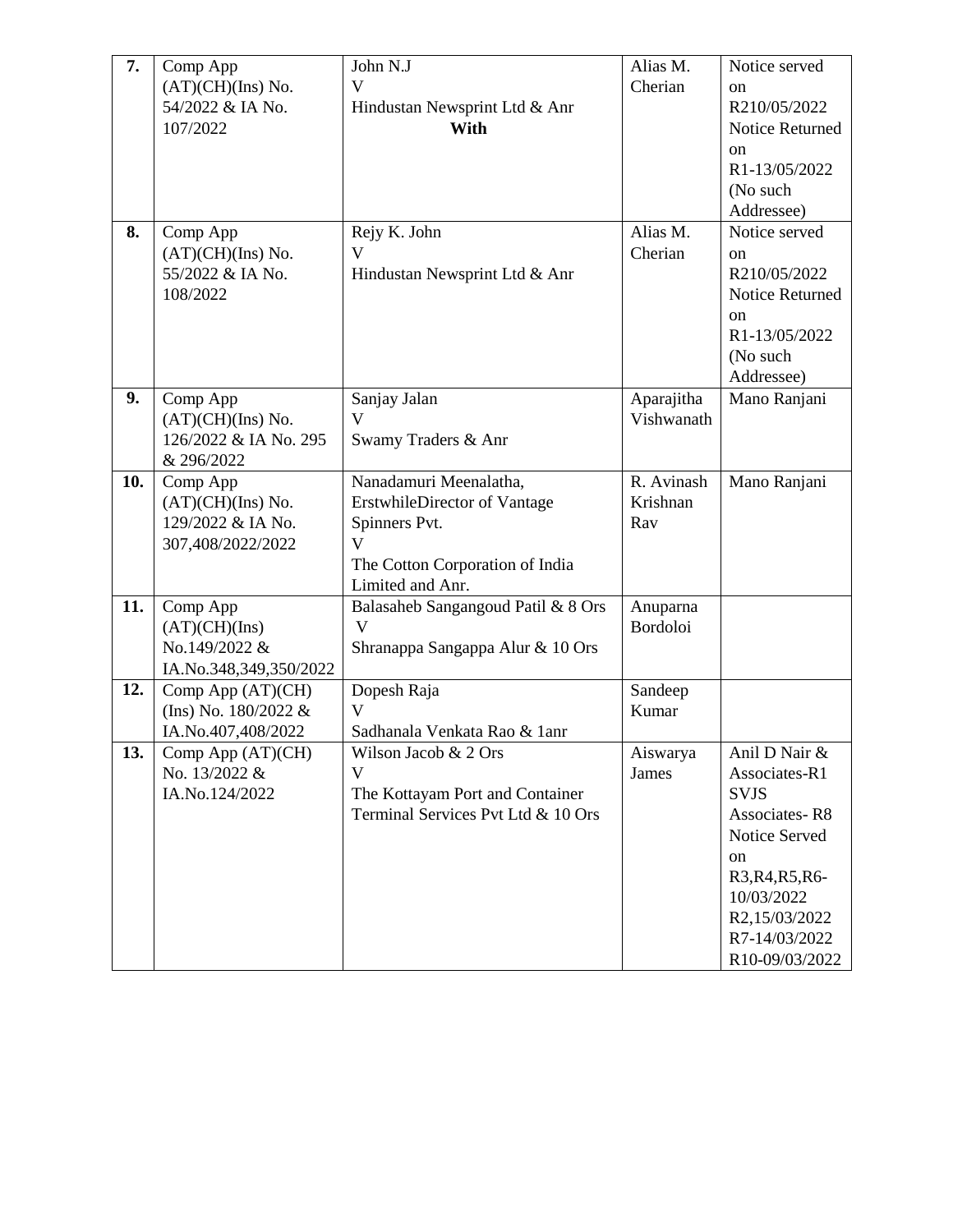| 7. | Comp App (AT)(CH)(Ins) No. 54/2022 & IA No. 107/2022 | John N.J<br>V<br>Hindustan Newsprint Ltd & Anr<br>**With** | Alias M. Cherian | Notice served on R210/05/2022 Notice Returned on R1-13/05/2022 (No such Addressee) |
|---|---|---|---|---|
| 8. | Comp App (AT)(CH)(Ins) No. 55/2022 & IA No. 108/2022 | Rejy K. John<br>V<br>Hindustan Newsprint Ltd & Anr | Alias M. Cherian | Notice served on R210/05/2022 Notice Returned on R1-13/05/2022 (No such Addressee) |
| 9. | Comp App (AT)(CH)(Ins) No. 126/2022 & IA No. 295 & 296/2022 | Sanjay Jalan<br>V<br>Swamy Traders & Anr | Aparajitha Vishwanath | Mano Ranjani |
| 10. | Comp App (AT)(CH)(Ins) No. 129/2022 & IA No. 307,408/2022/2022 | Nanadamuri Meenalatha, ErstwhileDirector of Vantage Spinners Pvt.<br>V<br>The Cotton Corporation of India Limited and Anr. | R. Avinash Krishnan Rav | Mano Ranjani |
| 11. | Comp App (AT)(CH)(Ins) No.149/2022 & IA.No.348,349,350/2022 | Balasaheb Sangangoud Patil & 8 Ors<br>V<br>Shranappa Sangappa Alur & 10 Ors | Anuparna Bordoloi | |
| 12. | Comp App (AT)(CH) (Ins) No. 180/2022 & IA.No.407,408/2022 | Dopesh Raja<br>V<br>Sadhanala Venkata Rao & 1anr | Sandeep Kumar | |
| 13. | Comp App (AT)(CH) No. 13/2022 & IA.No.124/2022 | Wilson Jacob & 2 Ors<br>V<br>The Kottayam Port and Container Terminal Services Pvt Ltd & 10 Ors | Aiswarya James | Anil D Nair & Associates-R1 SVJS Associates- R8 Notice Served on R3,R4,R5,R6-10/03/2022 R2,15/03/2022 R7-14/03/2022 R10-09/03/2022 |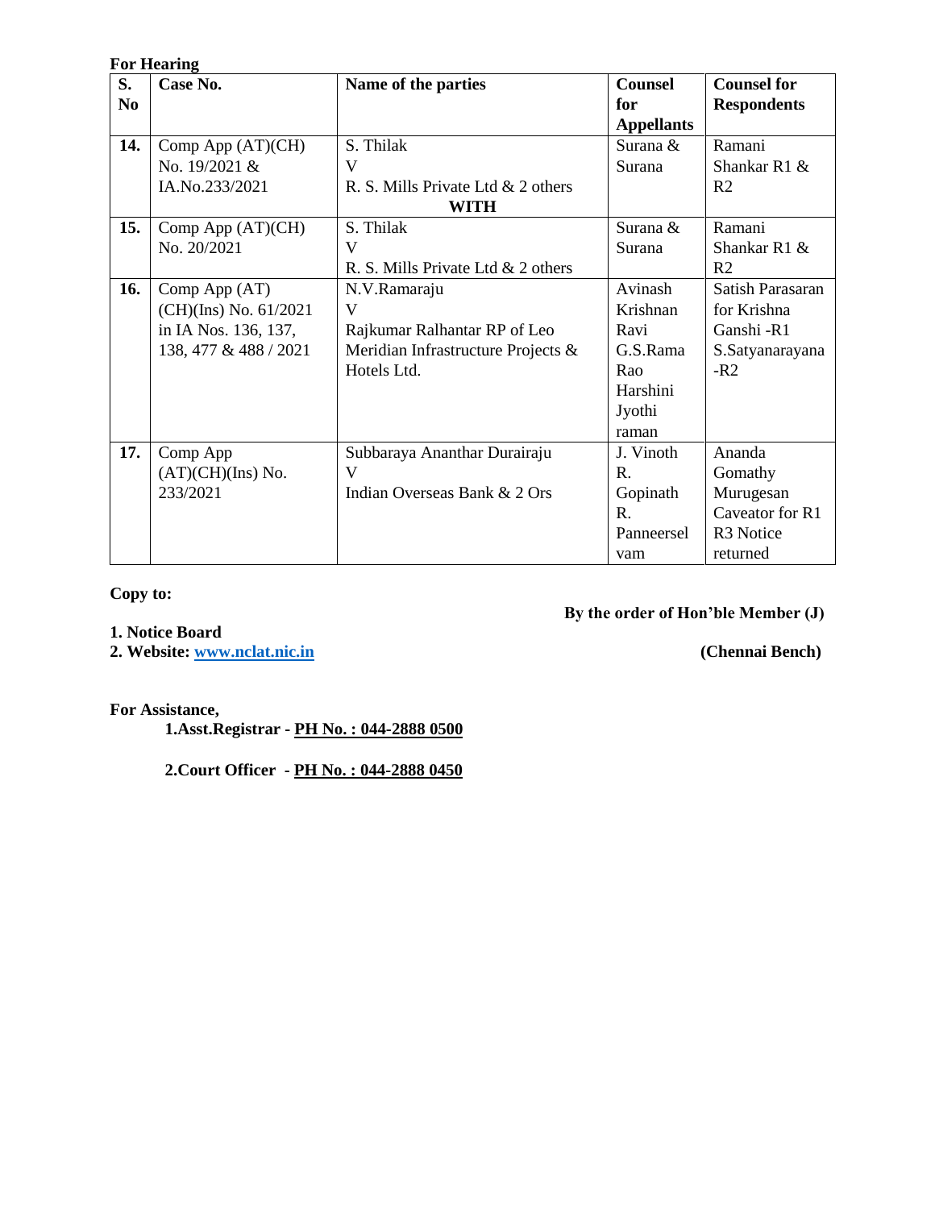**For Hearing**

| S. No | Case No. | Name of the parties | Counsel for Appellants | Counsel for Respondents |
|---|---|---|---|---|
| **14.** | Comp App (AT)(CH) No. 19/2021 & IA.No.233/2021 | S. Thilak V R. S. Mills Private Ltd & 2 others **WITH** | Surana & Surana | Ramani Shankar R1 & R2 |
| **15.** | Comp App (AT)(CH) No. 20/2021 | S. Thilak V R. S. Mills Private Ltd & 2 others | Surana & Surana | Ramani Shankar R1 & R2 |
| **16.** | Comp App (AT) (CH)(Ins) No. 61/2021 in IA Nos. 136, 137, 138, 477 & 488 / 2021 | N.V.Ramaraju V Rajkumar Ralhantar RP of Leo Meridian Infrastructure Projects & Hotels Ltd. | Avinash Krishnan Ravi G.S.Rama Rao Harshini Jyothi raman | Satish Parasaran for Krishna Ganshi -R1 S.Satyanarayana -R2 |
| **17.** | Comp App (AT)(CH)(Ins) No. 233/2021 | Subbaraya Ananthar Durairaju V Indian Overseas Bank & 2 Ors | J. Vinoth R. Gopinath R. Panneerselvam | Ananda Gomathy Murugesan Caveator for R1 R3 Notice returned |

**Copy to:**

**1. Notice Board**
**2. Website: [www.nclat.nic.in](http://www.nclat.nic.in)**

**By the order of Hon'ble Member (J)**
**(Chennai Bench)**

**For Assistance,**

**1.Asst.Registrar - PH No. : 044-2888 0500**

**2.Court Officer - PH No. : 044-2888 0450**